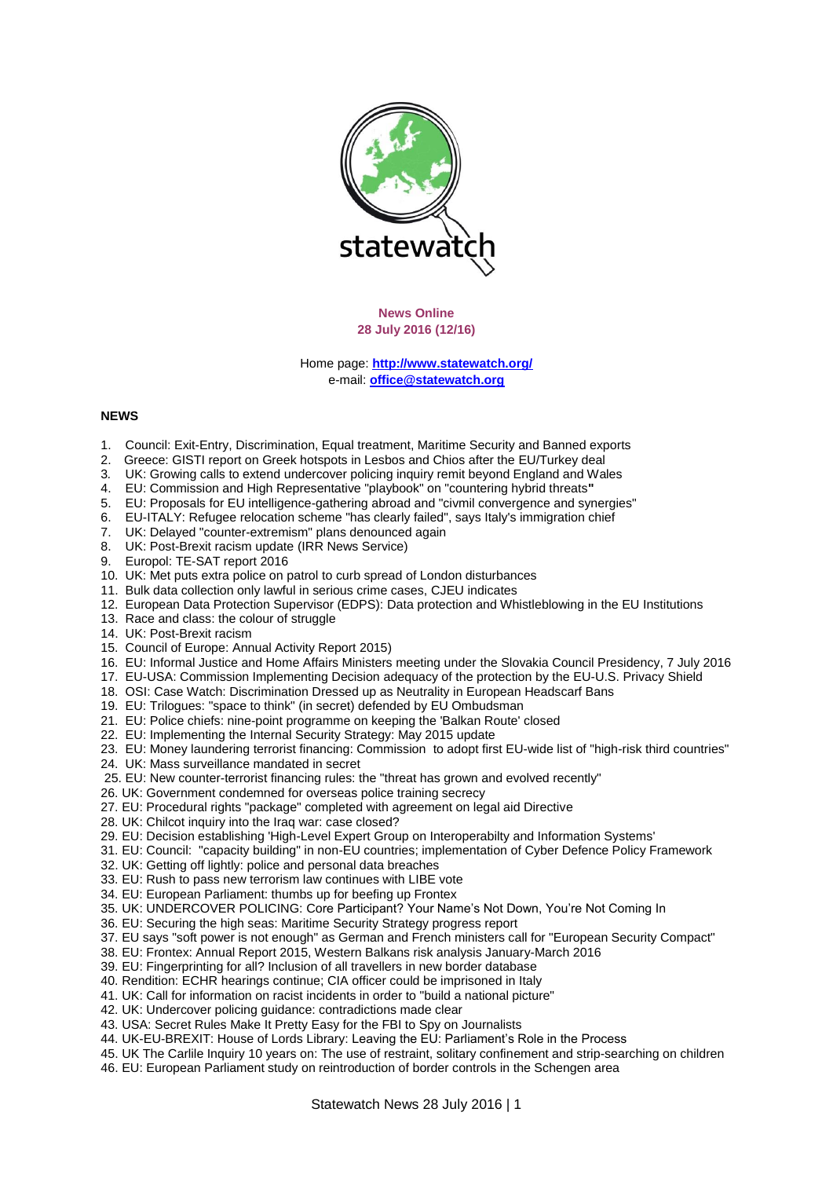statewatch

**News Online**
**28 July 2016 (12/16)**

Home page: **http://www.statewatch.org/**
e-mail: **office@statewatch.org**

**NEWS**

1. Council: Exit-Entry, Discrimination, Equal treatment, Maritime Security and Banned exports
2. Greece: GISTI report on Greek hotspots in Lesbos and Chios after the EU/Turkey deal
3. UK: Growing calls to extend undercover policing inquiry remit beyond England and Wales
4. EU: Commission and High Representative "playbook" on "countering hybrid threats**"**
5. EU: Proposals for EU intelligence-gathering abroad and "civmil convergence and synergies"
6. EU-ITALY: Refugee relocation scheme "has clearly failed", says Italy's immigration chief
7. UK: Delayed "counter-extremism" plans denounced again
8. UK: Post-Brexit racism update (IRR News Service)
9. Europol: TE-SAT report 2016
10. UK: Met puts extra police on patrol to curb spread of London disturbances
11. Bulk data collection only lawful in serious crime cases, CJEU indicates
12. European Data Protection Supervisor (EDPS): Data protection and Whistleblowing in the EU Institutions
13. Race and class: the colour of struggle
14. UK: Post-Brexit racism
15. Council of Europe: Annual Activity Report 2015)
16. EU: Informal Justice and Home Affairs Ministers meeting under the Slovakia Council Presidency, 7 July 2016
17. EU-USA: Commission Implementing Decision adequacy of the protection by the EU-U.S. Privacy Shield
18. OSI: Case Watch: Discrimination Dressed up as Neutrality in European Headscarf Bans
19. EU: Trilogues: "space to think" (in secret) defended by EU Ombudsman
21. EU: Police chiefs: nine-point programme on keeping the 'Balkan Route' closed
22. EU: Implementing the Internal Security Strategy: May 2015 update
23. EU: Money laundering terrorist financing: Commission to adopt first EU-wide list of "high-risk third countries"
24. UK: Mass surveillance mandated in secret
25. EU: New counter-terrorist financing rules: the "threat has grown and evolved recently"
26. UK: Government condemned for overseas police training secrecy
27. EU: Procedural rights "package" completed with agreement on legal aid Directive
28. UK: Chilcot inquiry into the Iraq war: case closed?
29. EU: Decision establishing 'High-Level Expert Group on Interoperabilty and Information Systems'
31. EU: Council: "capacity building" in non-EU countries; implementation of Cyber Defence Policy Framework
32. UK: Getting off lightly: police and personal data breaches
33. EU: Rush to pass new terrorism law continues with LIBE vote
34. EU: European Parliament: thumbs up for beefing up Frontex
35. UK: UNDERCOVER POLICING: Core Participant? Your Name's Not Down, You're Not Coming In
36. EU: Securing the high seas: Maritime Security Strategy progress report
37. EU says "soft power is not enough" as German and French ministers call for "European Security Compact"
38. EU: Frontex: Annual Report 2015, Western Balkans risk analysis January-March 2016
39. EU: Fingerprinting for all? Inclusion of all travellers in new border database
40. Rendition: ECHR hearings continue; CIA officer could be imprisoned in Italy
41. UK: Call for information on racist incidents in order to "build a national picture"
42. UK: Undercover policing guidance: contradictions made clear
43. USA: Secret Rules Make It Pretty Easy for the FBI to Spy on Journalists
44. UK-EU-BREXIT: House of Lords Library: Leaving the EU: Parliament's Role in the Process
45. UK The Carlile Inquiry 10 years on: The use of restraint, solitary confinement and strip-searching on children
46. EU: European Parliament study on reintroduction of border controls in the Schengen area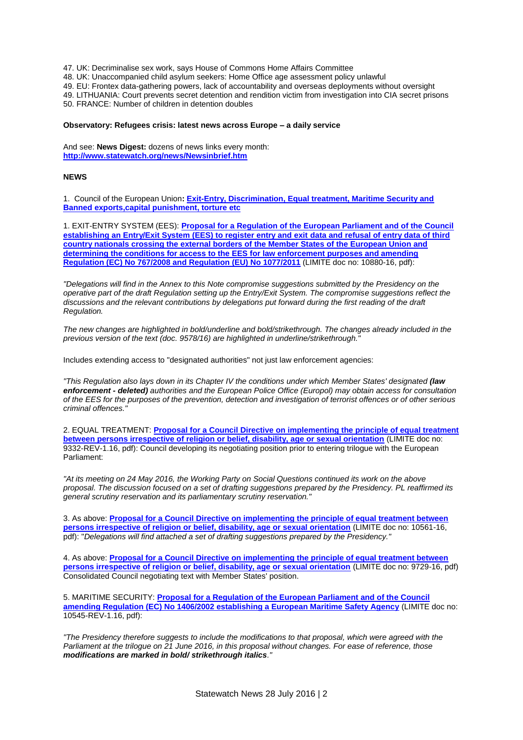47. UK: Decriminalise sex work, says House of Commons Home Affairs Committee
48. UK: Unaccompanied child asylum seekers: Home Office age assessment policy unlawful
49. EU: Frontex data-gathering powers, lack of accountability and overseas deployments without oversight
49. LITHUANIA: Court prevents secret detention and rendition victim from investigation into CIA secret prisons
50. FRANCE: Number of children in detention doubles

**Observatory: Refugees crisis: latest news across Europe – a daily service**

And see: **News Digest:** dozens of news links every month:
**http://www.statewatch.org/news/Newsinbrief.htm**

**NEWS**

1. Council of the European Union**: Exit-Entry, Discrimination, Equal treatment, Maritime Security and Banned exports,capital punishment, torture etc**

1. EXIT-ENTRY SYSTEM (EES): **Proposal for a Regulation of the European Parliament and of the Council establishing an Entry/Exit System (EES) to register entry and exit data and refusal of entry data of third country nationals crossing the external borders of the Member States of the European Union and determining the conditions for access to the EES for law enforcement purposes and amending Regulation (EC) No 767/2008 and Regulation (EU) No 1077/2011** (LIMITE doc no: 10880-16, pdf):

*"Delegations will find in the Annex to this Note compromise suggestions submitted by the Presidency on the operative part of the draft Regulation setting up the Entry/Exit System. The compromise suggestions reflect the discussions and the relevant contributions by delegations put forward during the first reading of the draft Regulation.*

*The new changes are highlighted in bold/underline and bold/strikethrough. The changes already included in the previous version of the text (doc. 9578/16) are highlighted in underline/strikethrough."*

Includes extending access to "designated authorities" not just law enforcement agencies:

*"This Regulation also lays down in its Chapter IV the conditions under which Member States' designated **(law enforcement - deleted)** authorities and the European Police Office (Europol) may obtain access for consultation of the EES for the purposes of the prevention, detection and investigation of terrorist offences or of other serious criminal offences."*

2. EQUAL TREATMENT: **Proposal for a Council Directive on implementing the principle of equal treatment between persons irrespective of religion or belief, disability, age or sexual orientation** (LIMITE doc no: 9332-REV-1.16, pdf): Council developing its negotiating position prior to entering trilogue with the European Parliament:

*"At its meeting on 24 May 2016, the Working Party on Social Questions continued its work on the above proposal. The discussion focused on a set of drafting suggestions prepared by the Presidency. PL reaffirmed its general scrutiny reservation and its parliamentary scrutiny reservation."*

3. As above: **Proposal for a Council Directive on implementing the principle of equal treatment between persons irrespective of religion or belief, disability, age or sexual orientation** (LIMITE doc no: 10561-16, pdf): "*Delegations will find attached a set of drafting suggestions prepared by the Presidency."*

4. As above: **Proposal for a Council Directive on implementing the principle of equal treatment between persons irrespective of religion or belief, disability, age or sexual orientation** (LIMITE doc no: 9729-16, pdf) Consolidated Council negotiating text with Member States' position.

5. MARITIME SECURITY: **Proposal for a Regulation of the European Parliament and of the Council amending Regulation (EC) No 1406/2002 establishing a European Maritime Safety Agency** (LIMITE doc no: 10545-REV-1.16, pdf):

*"The Presidency therefore suggests to include the modifications to that proposal, which were agreed with the Parliament at the trilogue on 21 June 2016, in this proposal without changes. For ease of reference, those **modifications are marked in bold/ strikethrough italics**."*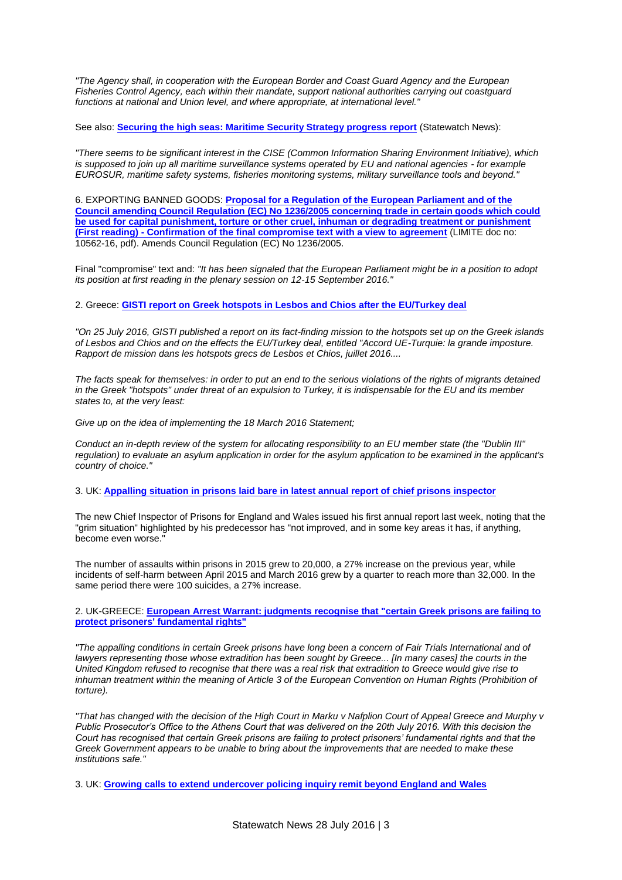*"The Agency shall, in cooperation with the European Border and Coast Guard Agency and the European Fisheries Control Agency, each within their mandate, support national authorities carrying out coastguard functions at national and Union level, and where appropriate, at international level."*

See also: **Securing the high seas: Maritime Security Strategy progress report** (Statewatch News):

*"There seems to be significant interest in the CISE (Common Information Sharing Environment Initiative), which is supposed to join up all maritime surveillance systems operated by EU and national agencies - for example EUROSUR, maritime safety systems, fisheries monitoring systems, military surveillance tools and beyond."*

6. EXPORTING BANNED GOODS: **Proposal for a Regulation of the European Parliament and of the Council amending Council Regulation (EC) No 1236/2005 concerning trade in certain goods which could be used for capital punishment, torture or other cruel, inhuman or degrading treatment or punishment (First reading) - Confirmation of the final compromise text with a view to agreement** (LIMITE doc no: 10562-16, pdf). Amends Council Regulation (EC) No 1236/2005.

Final "compromise" text and: *"It has been signaled that the European Parliament might be in a position to adopt its position at first reading in the plenary session on 12-15 September 2016."*

2. Greece: **GISTI report on Greek hotspots in Lesbos and Chios after the EU/Turkey deal**

*"On 25 July 2016, GISTI published a report on its fact-finding mission to the hotspots set up on the Greek islands of Lesbos and Chios and on the effects the EU/Turkey deal, entitled "Accord UE-Turquie: la grande imposture. Rapport de mission dans les hotspots grecs de Lesbos et Chios, juillet 2016....*

*The facts speak for themselves: in order to put an end to the serious violations of the rights of migrants detained in the Greek "hotspots" under threat of an expulsion to Turkey, it is indispensable for the EU and its member states to, at the very least:*

*Give up on the idea of implementing the 18 March 2016 Statement;*

*Conduct an in-depth review of the system for allocating responsibility to an EU member state (the "Dublin III" regulation) to evaluate an asylum application in order for the asylum application to be examined in the applicant's country of choice."*

3. UK: **Appalling situation in prisons laid bare in latest annual report of chief prisons inspector**

The new Chief Inspector of Prisons for England and Wales issued his first annual report last week, noting that the "grim situation" highlighted by his predecessor has "not improved, and in some key areas it has, if anything, become even worse."

The number of assaults within prisons in 2015 grew to 20,000, a 27% increase on the previous year, while incidents of self-harm between April 2015 and March 2016 grew by a quarter to reach more than 32,000. In the same period there were 100 suicides, a 27% increase.

2. UK-GREECE: **European Arrest Warrant: judgments recognise that "certain Greek prisons are failing to protect prisoners' fundamental rights"**

*"The appalling conditions in certain Greek prisons have long been a concern of Fair Trials International and of lawyers representing those whose extradition has been sought by Greece... [In many cases] the courts in the United Kingdom refused to recognise that there was a real risk that extradition to Greece would give rise to inhuman treatment within the meaning of Article 3 of the European Convention on Human Rights (Prohibition of torture).*

*"That has changed with the decision of the High Court in Marku v Nafplion Court of Appeal Greece and Murphy v Public Prosecutor's Office to the Athens Court that was delivered on the 20th July 2016. With this decision the Court has recognised that certain Greek prisons are failing to protect prisoners' fundamental rights and that the Greek Government appears to be unable to bring about the improvements that are needed to make these institutions safe."*

3. UK: **Growing calls to extend undercover policing inquiry remit beyond England and Wales**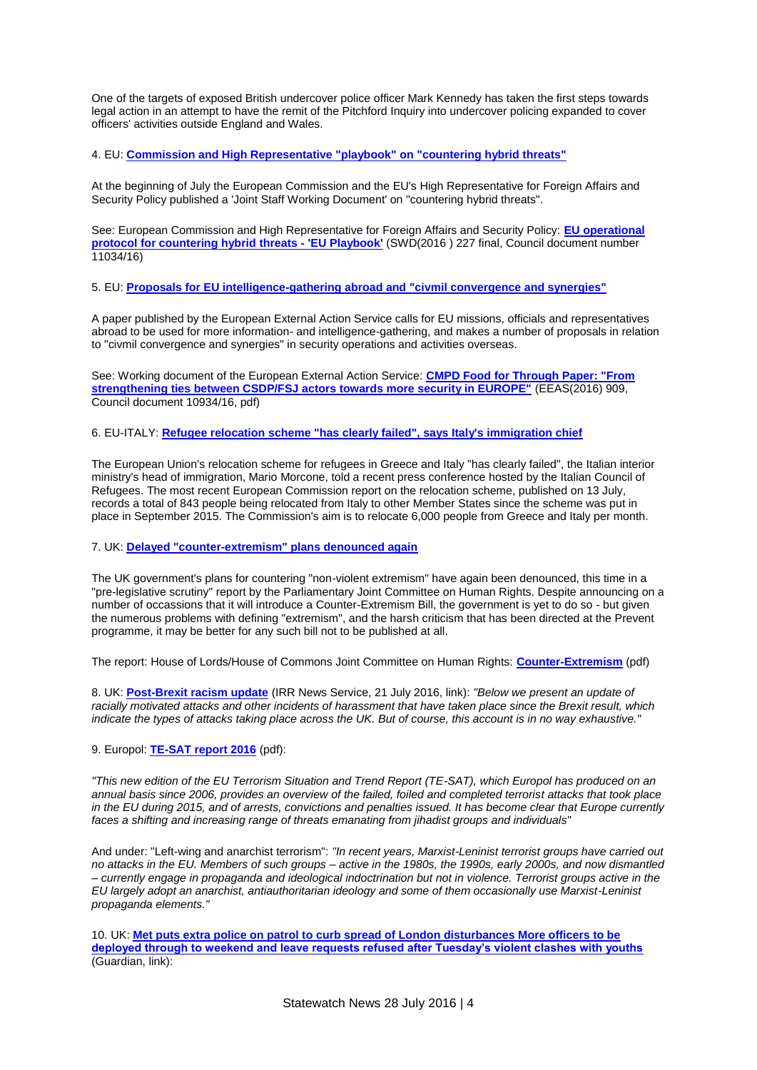One of the targets of exposed British undercover police officer Mark Kennedy has taken the first steps towards legal action in an attempt to have the remit of the Pitchford Inquiry into undercover policing expanded to cover officers' activities outside England and Wales.

4. EU: **Commission and High Representative "playbook" on "countering hybrid threats"**

At the beginning of July the European Commission and the EU's High Representative for Foreign Affairs and Security Policy published a 'Joint Staff Working Document' on "countering hybrid threats".

See: European Commission and High Representative for Foreign Affairs and Security Policy: **EU operational protocol for countering hybrid threats - 'EU Playbook'** (SWD(2016 ) 227 final, Council document number 11034/16)

5. EU: **Proposals for EU intelligence-gathering abroad and "civmil convergence and synergies"**

A paper published by the European External Action Service calls for EU missions, officials and representatives abroad to be used for more information- and intelligence-gathering, and makes a number of proposals in relation to "civmil convergence and synergies" in security operations and activities overseas.

See: Working document of the European External Action Service: **CMPD Food for Through Paper: "From strengthening ties between CSDP/FSJ actors towards more security in EUROPE"** (EEAS(2016) 909, Council document 10934/16, pdf)

6. EU-ITALY: **Refugee relocation scheme "has clearly failed", says Italy's immigration chief**

The European Union's relocation scheme for refugees in Greece and Italy "has clearly failed", the Italian interior ministry's head of immigration, Mario Morcone, told a recent press conference hosted by the Italian Council of Refugees. The most recent European Commission report on the relocation scheme, published on 13 July, records a total of 843 people being relocated from Italy to other Member States since the scheme was put in place in September 2015. The Commission's aim is to relocate 6,000 people from Greece and Italy per month.

7. UK: **Delayed "counter-extremism" plans denounced again**

The UK government's plans for countering "non-violent extremism" have again been denounced, this time in a "pre-legislative scrutiny" report by the Parliamentary Joint Committee on Human Rights. Despite announcing on a number of occassions that it will introduce a Counter-Extremism Bill, the government is yet to do so - but given the numerous problems with defining "extremism", and the harsh criticism that has been directed at the Prevent programme, it may be better for any such bill not to be published at all.

The report: House of Lords/House of Commons Joint Committee on Human Rights: **Counter-Extremism** (pdf)

8. UK: **Post-Brexit racism update** (IRR News Service, 21 July 2016, link): *"Below we present an update of racially motivated attacks and other incidents of harassment that have taken place since the Brexit result, which indicate the types of attacks taking place across the UK. But of course, this account is in no way exhaustive."*

9. Europol: **TE-SAT report 2016** (pdf):

*"This new edition of the EU Terrorism Situation and Trend Report (TE-SAT), which Europol has produced on an annual basis since 2006, provides an overview of the failed, foiled and completed terrorist attacks that took place in the EU during 2015, and of arrests, convictions and penalties issued. It has become clear that Europe currently faces a shifting and increasing range of threats emanating from jihadist groups and individuals"*

And under: "Left-wing and anarchist terrorism": *"In recent years, Marxist-Leninist terrorist groups have carried out no attacks in the EU. Members of such groups – active in the 1980s, the 1990s, early 2000s, and now dismantled – currently engage in propaganda and ideological indoctrination but not in violence. Terrorist groups active in the EU largely adopt an anarchist, antiauthoritarian ideology and some of them occasionally use Marxist-Leninist propaganda elements."*

10. UK: **Met puts extra police on patrol to curb spread of London disturbances More officers to be deployed through to weekend and leave requests refused after Tuesday's violent clashes with youths** (Guardian, link):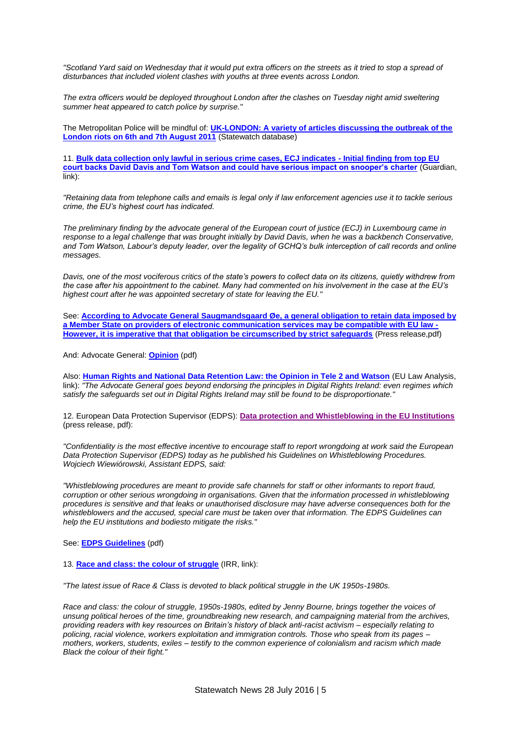*"Scotland Yard said on Wednesday that it would put extra officers on the streets as it tried to stop a spread of disturbances that included violent clashes with youths at three events across London.*

*The extra officers would be deployed throughout London after the clashes on Tuesday night amid sweltering summer heat appeared to catch police by surprise."*

The Metropolitan Police will be mindful of: **UK-LONDON: A variety of articles discussing the outbreak of the London riots on 6th and 7th August 2011** (Statewatch database)

11. **Bulk data collection only lawful in serious crime cases, ECJ indicates - Initial finding from top EU court backs David Davis and Tom Watson and could have serious impact on snooper's charter** (Guardian, link):

*"Retaining data from telephone calls and emails is legal only if law enforcement agencies use it to tackle serious crime, the EU's highest court has indicated.*

*The preliminary finding by the advocate general of the European court of justice (ECJ) in Luxembourg came in response to a legal challenge that was brought initially by David Davis, when he was a backbench Conservative, and Tom Watson, Labour's deputy leader, over the legality of GCHQ's bulk interception of call records and online messages.*

*Davis, one of the most vociferous critics of the state's powers to collect data on its citizens, quietly withdrew from the case after his appointment to the cabinet. Many had commented on his involvement in the case at the EU's highest court after he was appointed secretary of state for leaving the EU."*

See: **According to Advocate General Saugmandsgaard Øe, a general obligation to retain data imposed by a Member State on providers of electronic communication services may be compatible with EU law - However, it is imperative that that obligation be circumscribed by strict safeguards** (Press release,pdf)

And: Advocate General: **Opinion** (pdf)

Also: **Human Rights and National Data Retention Law: the Opinion in Tele 2 and Watson** (EU Law Analysis, link): *"The Advocate General goes beyond endorsing the principles in Digital Rights Ireland: even regimes which satisfy the safeguards set out in Digital Rights Ireland may still be found to be disproportionate."*

12. European Data Protection Supervisor (EDPS): **Data protection and Whistleblowing in the EU Institutions** (press release, pdf):

*"Confidentiality is the most effective incentive to encourage staff to report wrongdoing at work said the European Data Protection Supervisor (EDPS) today as he published his Guidelines on Whistleblowing Procedures. Wojciech Wiewiórowski, Assistant EDPS, said:*

*"Whistleblowing procedures are meant to provide safe channels for staff or other informants to report fraud, corruption or other serious wrongdoing in organisations. Given that the information processed in whistleblowing procedures is sensitive and that leaks or unauthorised disclosure may have adverse consequences both for the whistleblowers and the accused, special care must be taken over that information. The EDPS Guidelines can help the EU institutions and bodiesto mitigate the risks."*

See: **EDPS Guidelines** (pdf)

13. **Race and class: the colour of struggle** (IRR, link):

*"The latest issue of Race & Class is devoted to black political struggle in the UK 1950s-1980s.*

*Race and class: the colour of struggle, 1950s-1980s, edited by Jenny Bourne, brings together the voices of unsung political heroes of the time, groundbreaking new research, and campaigning material from the archives, providing readers with key resources on Britain's history of black anti-racist activism – especially relating to policing, racial violence, workers exploitation and immigration controls. Those who speak from its pages – mothers, workers, students, exiles – testify to the common experience of colonialism and racism which made Black the colour of their fight."*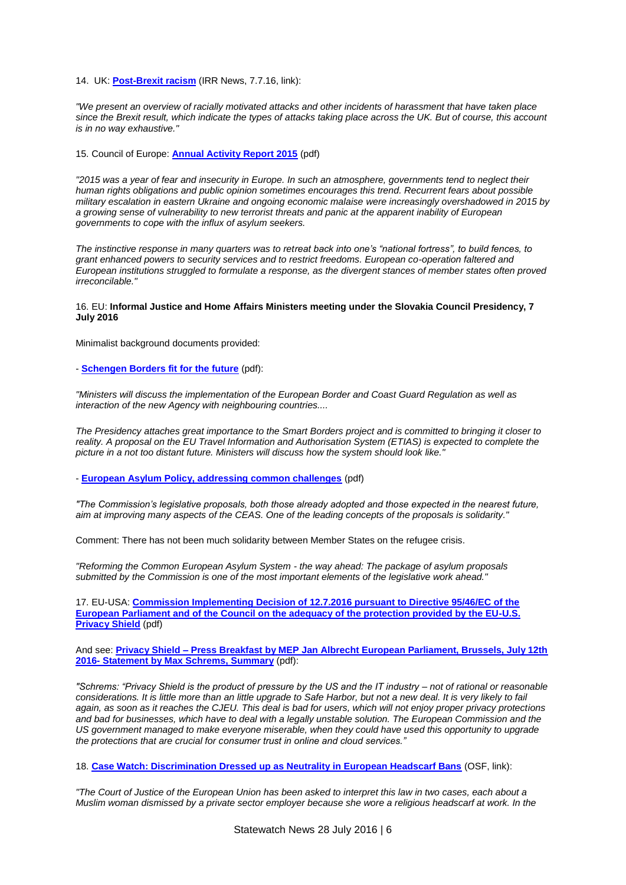14. UK: **Post-Brexit racism** (IRR News, 7.7.16, link):

*"We present an overview of racially motivated attacks and other incidents of harassment that have taken place since the Brexit result, which indicate the types of attacks taking place across the UK. But of course, this account is in no way exhaustive."*

15. Council of Europe: **Annual Activity Report 2015** (pdf)

*"2015 was a year of fear and insecurity in Europe. In such an atmosphere, governments tend to neglect their human rights obligations and public opinion sometimes encourages this trend. Recurrent fears about possible military escalation in eastern Ukraine and ongoing economic malaise were increasingly overshadowed in 2015 by a growing sense of vulnerability to new terrorist threats and panic at the apparent inability of European governments to cope with the influx of asylum seekers.*

*The instinctive response in many quarters was to retreat back into one's "national fortress", to build fences, to grant enhanced powers to security services and to restrict freedoms. European co-operation faltered and European institutions struggled to formulate a response, as the divergent stances of member states often proved irreconcilable."*

16. EU: **Informal Justice and Home Affairs Ministers meeting under the Slovakia Council Presidency, 7 July 2016**

Minimalist background documents provided:

- **Schengen Borders fit for the future** (pdf):

*"Ministers will discuss the implementation of the European Border and Coast Guard Regulation as well as interaction of the new Agency with neighbouring countries....*

*The Presidency attaches great importance to the Smart Borders project and is committed to bringing it closer to reality. A proposal on the EU Travel Information and Authorisation System (ETIAS) is expected to complete the picture in a not too distant future. Ministers will discuss how the system should look like."*

- **European Asylum Policy, addressing common challenges** (pdf)

*"The Commission's legislative proposals, both those already adopted and those expected in the nearest future, aim at improving many aspects of the CEAS. One of the leading concepts of the proposals is solidarity."*

Comment: There has not been much solidarity between Member States on the refugee crisis.

*"Reforming the Common European Asylum System - the way ahead: The package of asylum proposals submitted by the Commission is one of the most important elements of the legislative work ahead."*

17. EU-USA: **Commission Implementing Decision of 12.7.2016 pursuant to Directive 95/46/EC of the European Parliament and of the Council on the adequacy of the protection provided by the EU-U.S. Privacy Shield** (pdf)

And see: **Privacy Shield – Press Breakfast by MEP Jan Albrecht European Parliament, Brussels, July 12th 2016- Statement by Max Schrems, Summary** (pdf):

*"Schrems: "Privacy Shield is the product of pressure by the US and the IT industry – not of rational or reasonable considerations. It is little more than an little upgrade to Safe Harbor, but not a new deal. It is very likely to fail again, as soon as it reaches the CJEU. This deal is bad for users, which will not enjoy proper privacy protections and bad for businesses, which have to deal with a legally unstable solution. The European Commission and the US government managed to make everyone miserable, when they could have used this opportunity to upgrade the protections that are crucial for consumer trust in online and cloud services."*

18. **Case Watch: Discrimination Dressed up as Neutrality in European Headscarf Bans** (OSF, link):

*"The Court of Justice of the European Union has been asked to interpret this law in two cases, each about a Muslim woman dismissed by a private sector employer because she wore a religious headscarf at work. In the*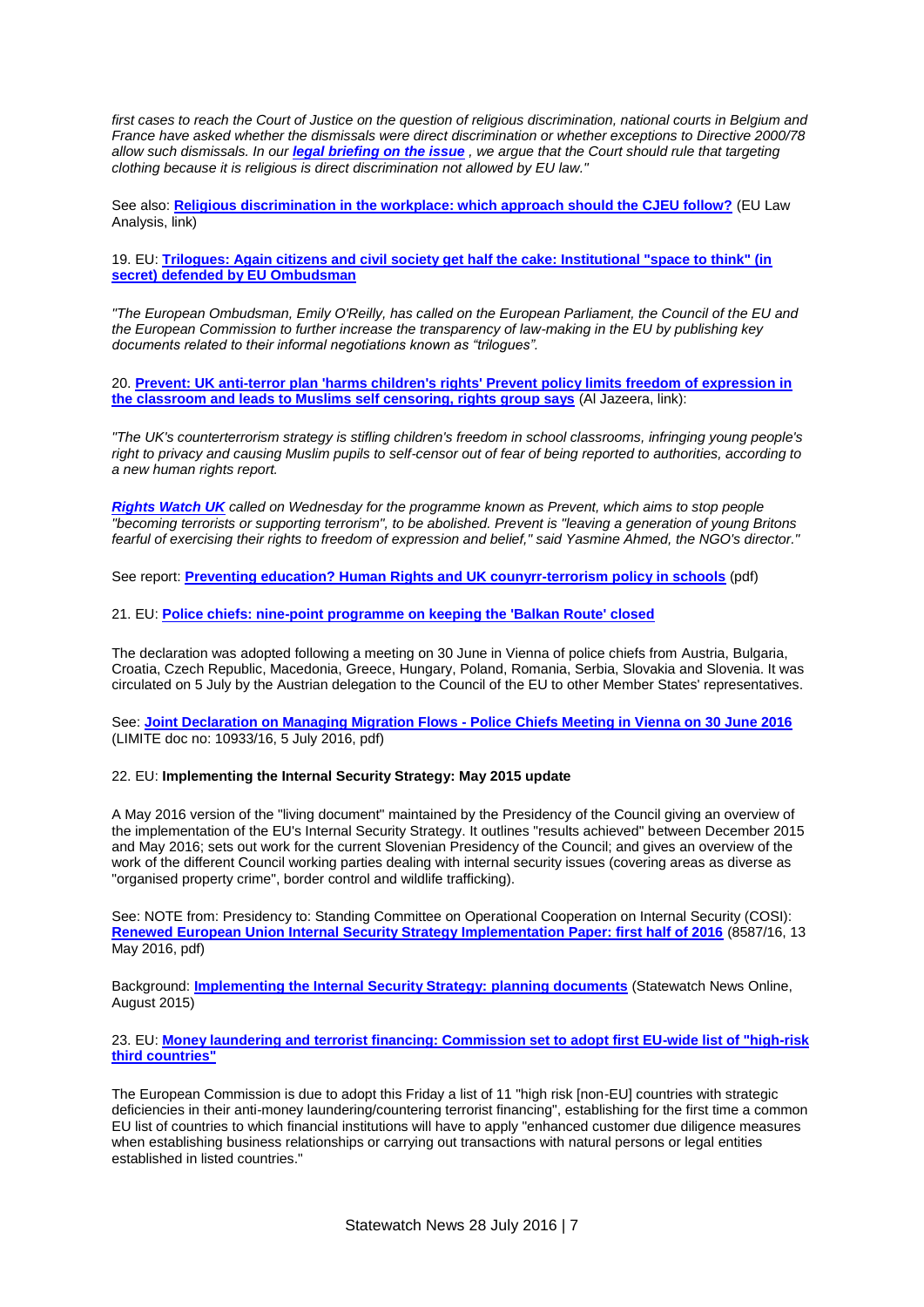*first cases to reach the Court of Justice on the question of religious discrimination, national courts in Belgium and France have asked whether the dismissals were direct discrimination or whether exceptions to Directive 2000/78 allow such dismissals. In our **legal briefing on the issue** , we argue that the Court should rule that targeting clothing because it is religious is direct discrimination not allowed by EU law."*

See also: **Religious discrimination in the workplace: which approach should the CJEU follow?** (EU Law Analysis, link)

19. EU: **Trilogues: Again citizens and civil society get half the cake: Institutional "space to think" (in secret) defended by EU Ombudsman**

*"The European Ombudsman, Emily O'Reilly, has called on the European Parliament, the Council of the EU and the European Commission to further increase the transparency of law-making in the EU by publishing key documents related to their informal negotiations known as "trilogues".*

20. **Prevent: UK anti-terror plan 'harms children's rights' Prevent policy limits freedom of expression in the classroom and leads to Muslims self censoring, rights group says** (Al Jazeera, link):

*"The UK's counterterrorism strategy is stifling children's freedom in school classrooms, infringing young people's right to privacy and causing Muslim pupils to self-censor out of fear of being reported to authorities, according to a new human rights report.*

***Rights Watch UK** called on Wednesday for the programme known as Prevent, which aims to stop people "becoming terrorists or supporting terrorism", to be abolished. Prevent is "leaving a generation of young Britons fearful of exercising their rights to freedom of expression and belief," said Yasmine Ahmed, the NGO's director."*

See report: **Preventing education? Human Rights and UK counyrr-terrorism policy in schools** (pdf)

21. EU: **Police chiefs: nine-point programme on keeping the 'Balkan Route' closed**

The declaration was adopted following a meeting on 30 June in Vienna of police chiefs from Austria, Bulgaria, Croatia, Czech Republic, Macedonia, Greece, Hungary, Poland, Romania, Serbia, Slovakia and Slovenia. It was circulated on 5 July by the Austrian delegation to the Council of the EU to other Member States' representatives.

See: **Joint Declaration on Managing Migration Flows - Police Chiefs Meeting in Vienna on 30 June 2016** (LIMITE doc no: 10933/16, 5 July 2016, pdf)

22. EU: **Implementing the Internal Security Strategy: May 2015 update**

A May 2016 version of the "living document" maintained by the Presidency of the Council giving an overview of the implementation of the EU's Internal Security Strategy. It outlines "results achieved" between December 2015 and May 2016; sets out work for the current Slovenian Presidency of the Council; and gives an overview of the work of the different Council working parties dealing with internal security issues (covering areas as diverse as "organised property crime", border control and wildlife trafficking).

See: NOTE from: Presidency to: Standing Committee on Operational Cooperation on Internal Security (COSI): **Renewed European Union Internal Security Strategy Implementation Paper: first half of 2016** (8587/16, 13 May 2016, pdf)

Background: **Implementing the Internal Security Strategy: planning documents** (Statewatch News Online, August 2015)

23. EU: **Money laundering and terrorist financing: Commission set to adopt first EU-wide list of "high-risk third countries"**

The European Commission is due to adopt this Friday a list of 11 "high risk [non-EU] countries with strategic deficiencies in their anti-money laundering/countering terrorist financing", establishing for the first time a common EU list of countries to which financial institutions will have to apply "enhanced customer due diligence measures when establishing business relationships or carrying out transactions with natural persons or legal entities established in listed countries."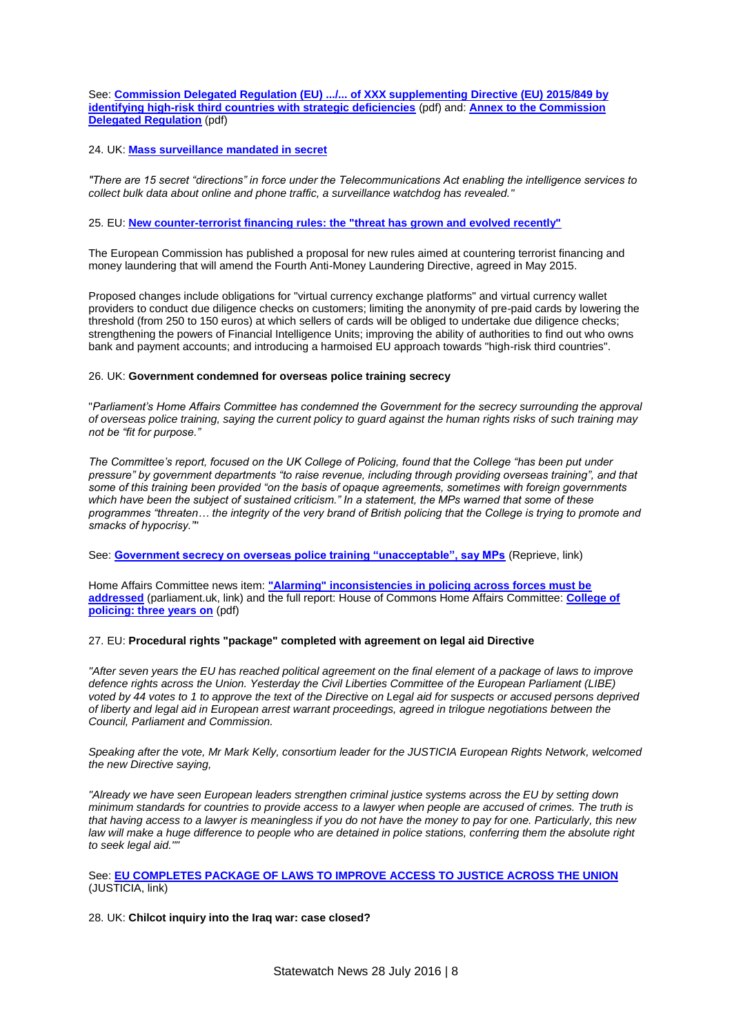See: **Commission Delegated Regulation (EU) .../... of XXX supplementing Directive (EU) 2015/849 by identifying high-risk third countries with strategic deficiencies** (pdf) and: **Annex to the Commission Delegated Regulation** (pdf)

24. UK: **Mass surveillance mandated in secret**

*"There are 15 secret "directions" in force under the Telecommunications Act enabling the intelligence services to collect bulk data about online and phone traffic, a surveillance watchdog has revealed."*

25. EU: **New counter-terrorist financing rules: the "threat has grown and evolved recently"**

The European Commission has published a proposal for new rules aimed at countering terrorist financing and money laundering that will amend the Fourth Anti-Money Laundering Directive, agreed in May 2015.

Proposed changes include obligations for "virtual currency exchange platforms" and virtual currency wallet providers to conduct due diligence checks on customers; limiting the anonymity of pre-paid cards by lowering the threshold (from 250 to 150 euros) at which sellers of cards will be obliged to undertake due diligence checks; strengthening the powers of Financial Intelligence Units; improving the ability of authorities to find out who owns bank and payment accounts; and introducing a harmoised EU approach towards "high-risk third countries".

26. UK: **Government condemned for overseas police training secrecy**

"*Parliament's Home Affairs Committee has condemned the Government for the secrecy surrounding the approval of overseas police training, saying the current policy to guard against the human rights risks of such training may not be "fit for purpose."*

*The Committee's report, focused on the UK College of Policing, found that the College "has been put under pressure" by government departments "to raise revenue, including through providing overseas training", and that some of this training been provided "on the basis of opaque agreements, sometimes with foreign governments which have been the subject of sustained criticism." In a statement, the MPs warned that some of these programmes "threaten… the integrity of the very brand of British policing that the College is trying to promote and smacks of hypocrisy."*"

See: **Government secrecy on overseas police training "unacceptable", say MPs** (Reprieve, link)

Home Affairs Committee news item: **"Alarming" inconsistencies in policing across forces must be addressed** (parliament.uk, link) and the full report: House of Commons Home Affairs Committee: **College of policing: three years on** (pdf)

27. EU: **Procedural rights "package" completed with agreement on legal aid Directive**

*"After seven years the EU has reached political agreement on the final element of a package of laws to improve defence rights across the Union. Yesterday the Civil Liberties Committee of the European Parliament (LIBE) voted by 44 votes to 1 to approve the text of the Directive on Legal aid for suspects or accused persons deprived of liberty and legal aid in European arrest warrant proceedings, agreed in trilogue negotiations between the Council, Parliament and Commission.*

*Speaking after the vote, Mr Mark Kelly, consortium leader for the JUSTICIA European Rights Network, welcomed the new Directive saying,*

*"Already we have seen European leaders strengthen criminal justice systems across the EU by setting down minimum standards for countries to provide access to a lawyer when people are accused of crimes. The truth is that having access to a lawyer is meaningless if you do not have the money to pay for one. Particularly, this new law will make a huge difference to people who are detained in police stations, conferring them the absolute right to seek legal aid.""*

See: **EU COMPLETES PACKAGE OF LAWS TO IMPROVE ACCESS TO JUSTICE ACROSS THE UNION** (JUSTICIA, link)

28. UK: **Chilcot inquiry into the Iraq war: case closed?**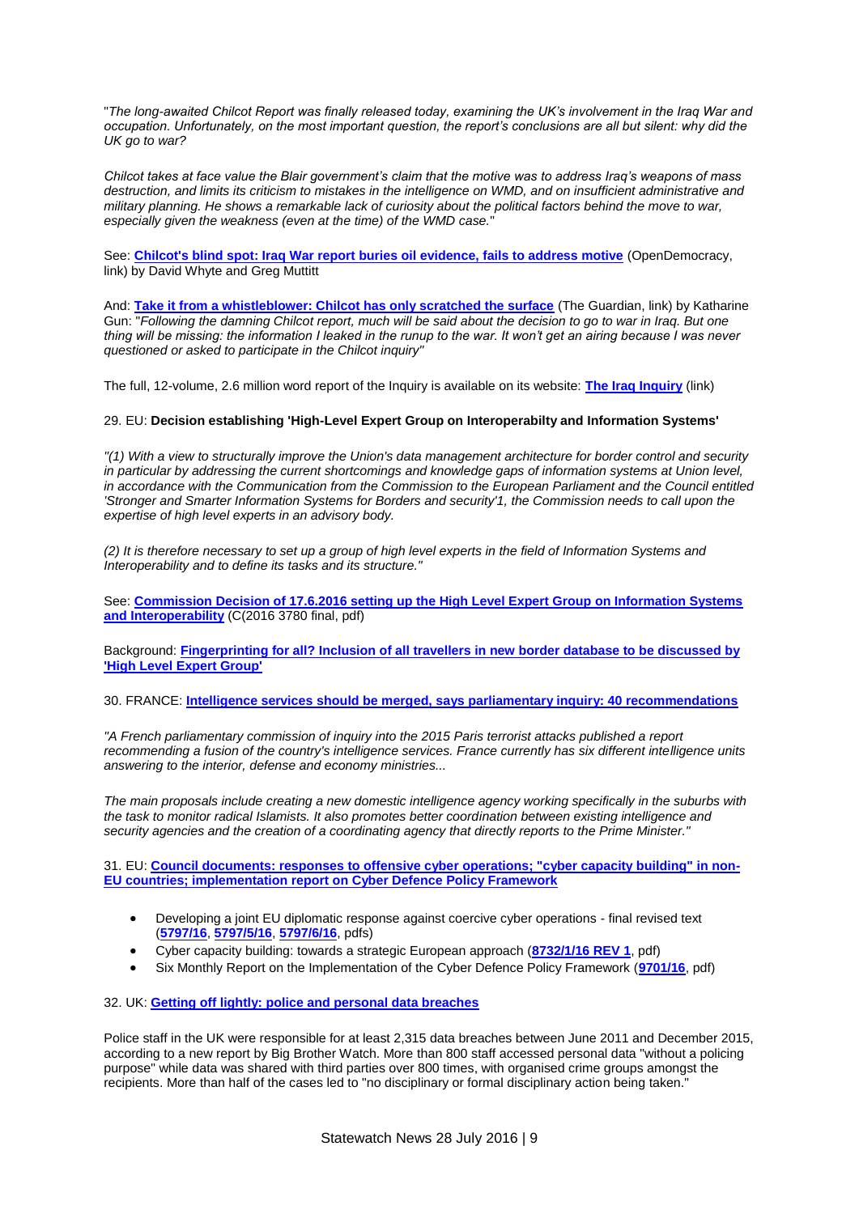"*The long-awaited Chilcot Report was finally released today, examining the UK's involvement in the Iraq War and occupation. Unfortunately, on the most important question, the report's conclusions are all but silent: why did the UK go to war?*

*Chilcot takes at face value the Blair government's claim that the motive was to address Iraq's weapons of mass destruction, and limits its criticism to mistakes in the intelligence on WMD, and on insufficient administrative and military planning. He shows a remarkable lack of curiosity about the political factors behind the move to war, especially given the weakness (even at the time) of the WMD case.*"

See: **Chilcot's blind spot: Iraq War report buries oil evidence, fails to address motive** (OpenDemocracy, link) by David Whyte and Greg Muttitt

And: **Take it from a whistleblower: Chilcot has only scratched the surface** (The Guardian, link) by Katharine Gun: "*Following the damning Chilcot report, much will be said about the decision to go to war in Iraq. But one thing will be missing: the information I leaked in the runup to the war. It won't get an airing because I was never questioned or asked to participate in the Chilcot inquiry*"

The full, 12-volume, 2.6 million word report of the Inquiry is available on its website: **The Iraq Inquiry** (link)

29. EU: **Decision establishing 'High-Level Expert Group on Interoperabilty and Information Systems'**

*"(1) With a view to structurally improve the Union's data management architecture for border control and security in particular by addressing the current shortcomings and knowledge gaps of information systems at Union level, in accordance with the Communication from the Commission to the European Parliament and the Council entitled 'Stronger and Smarter Information Systems for Borders and security'1, the Commission needs to call upon the expertise of high level experts in an advisory body.*

*(2) It is therefore necessary to set up a group of high level experts in the field of Information Systems and Interoperability and to define its tasks and its structure."*

See: **Commission Decision of 17.6.2016 setting up the High Level Expert Group on Information Systems and Interoperability** (C(2016 3780 final, pdf)

Background: **Fingerprinting for all? Inclusion of all travellers in new border database to be discussed by 'High Level Expert Group'**

30. FRANCE: **Intelligence services should be merged, says parliamentary inquiry: 40 recommendations**

*"A French parliamentary commission of inquiry into the 2015 Paris terrorist attacks published a report recommending a fusion of the country's intelligence services. France currently has six different intelligence units answering to the interior, defense and economy ministries...*

*The main proposals include creating a new domestic intelligence agency working specifically in the suburbs with the task to monitor radical Islamists. It also promotes better coordination between existing intelligence and security agencies and the creation of a coordinating agency that directly reports to the Prime Minister."*

31. EU: **Council documents: responses to offensive cyber operations; "cyber capacity building" in non-EU countries; implementation report on Cyber Defence Policy Framework**

- Developing a joint EU diplomatic response against coercive cyber operations - final revised text (**5797/16**, **5797/5/16**, **5797/6/16**, pdfs)
- Cyber capacity building: towards a strategic European approach (**8732/1/16 REV 1**, pdf)
- Six Monthly Report on the Implementation of the Cyber Defence Policy Framework (**9701/16**, pdf)

32. UK: **Getting off lightly: police and personal data breaches**

Police staff in the UK were responsible for at least 2,315 data breaches between June 2011 and December 2015, according to a new report by Big Brother Watch. More than 800 staff accessed personal data "without a policing purpose" while data was shared with third parties over 800 times, with organised crime groups amongst the recipients. More than half of the cases led to "no disciplinary or formal disciplinary action being taken."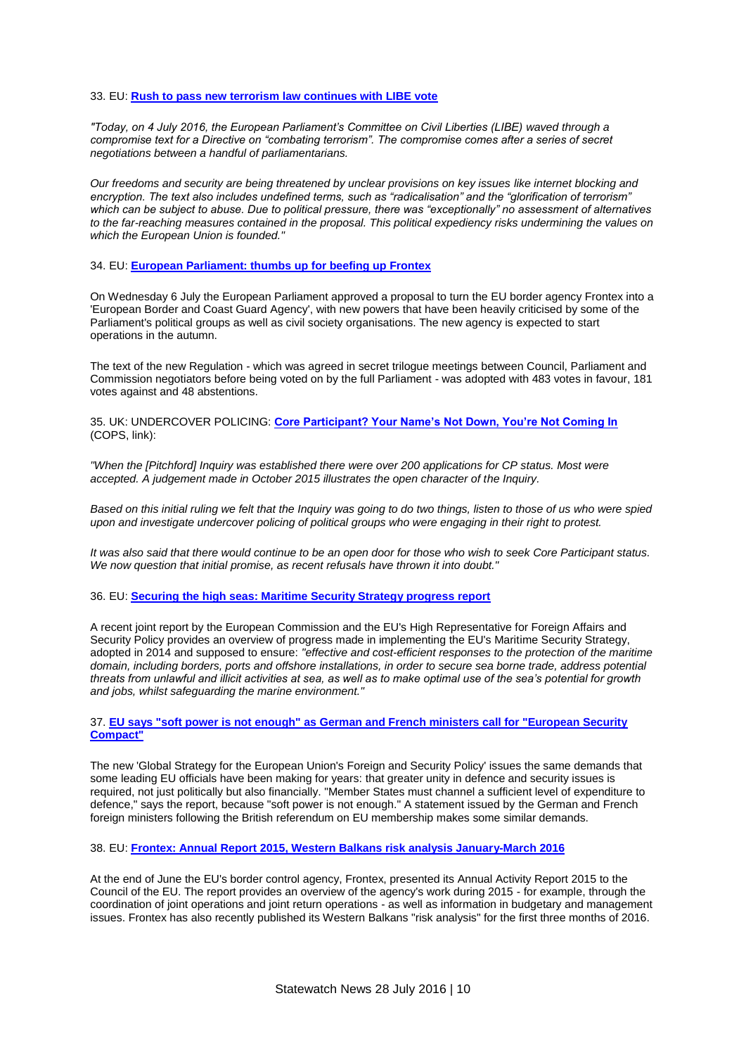33. EU: **Rush to pass new terrorism law continues with LIBE vote**

*"Today, on 4 July 2016, the European Parliament's Committee on Civil Liberties (LIBE) waved through a compromise text for a Directive on "combating terrorism". The compromise comes after a series of secret negotiations between a handful of parliamentarians.*

*Our freedoms and security are being threatened by unclear provisions on key issues like internet blocking and encryption. The text also includes undefined terms, such as "radicalisation" and the "glorification of terrorism" which can be subject to abuse. Due to political pressure, there was "exceptionally" no assessment of alternatives to the far-reaching measures contained in the proposal. This political expediency risks undermining the values on which the European Union is founded."*

34. EU: **European Parliament: thumbs up for beefing up Frontex**

On Wednesday 6 July the European Parliament approved a proposal to turn the EU border agency Frontex into a 'European Border and Coast Guard Agency', with new powers that have been heavily criticised by some of the Parliament's political groups as well as civil society organisations. The new agency is expected to start operations in the autumn.

The text of the new Regulation - which was agreed in secret trilogue meetings between Council, Parliament and Commission negotiators before being voted on by the full Parliament - was adopted with 483 votes in favour, 181 votes against and 48 abstentions.

35. UK: UNDERCOVER POLICING: **Core Participant? Your Name's Not Down, You're Not Coming In** (COPS, link):

*"When the [Pitchford] Inquiry was established there were over 200 applications for CP status. Most were accepted. A judgement made in October 2015 illustrates the open character of the Inquiry.*

*Based on this initial ruling we felt that the Inquiry was going to do two things, listen to those of us who were spied upon and investigate undercover policing of political groups who were engaging in their right to protest.*

*It was also said that there would continue to be an open door for those who wish to seek Core Participant status. We now question that initial promise, as recent refusals have thrown it into doubt."*

36. EU: **Securing the high seas: Maritime Security Strategy progress report**

A recent joint report by the European Commission and the EU's High Representative for Foreign Affairs and Security Policy provides an overview of progress made in implementing the EU's Maritime Security Strategy, adopted in 2014 and supposed to ensure: *"effective and cost-efficient responses to the protection of the maritime domain, including borders, ports and offshore installations, in order to secure sea borne trade, address potential threats from unlawful and illicit activities at sea, as well as to make optimal use of the sea's potential for growth and jobs, whilst safeguarding the marine environment."*

37. **EU says "soft power is not enough" as German and French ministers call for "European Security Compact"**

The new 'Global Strategy for the European Union's Foreign and Security Policy' issues the same demands that some leading EU officials have been making for years: that greater unity in defence and security issues is required, not just politically but also financially. "Member States must channel a sufficient level of expenditure to defence," says the report, because "soft power is not enough." A statement issued by the German and French foreign ministers following the British referendum on EU membership makes some similar demands.

38. EU: **Frontex: Annual Report 2015, Western Balkans risk analysis January-March 2016**

At the end of June the EU's border control agency, Frontex, presented its Annual Activity Report 2015 to the Council of the EU. The report provides an overview of the agency's work during 2015 - for example, through the coordination of joint operations and joint return operations - as well as information in budgetary and management issues. Frontex has also recently published its Western Balkans "risk analysis" for the first three months of 2016.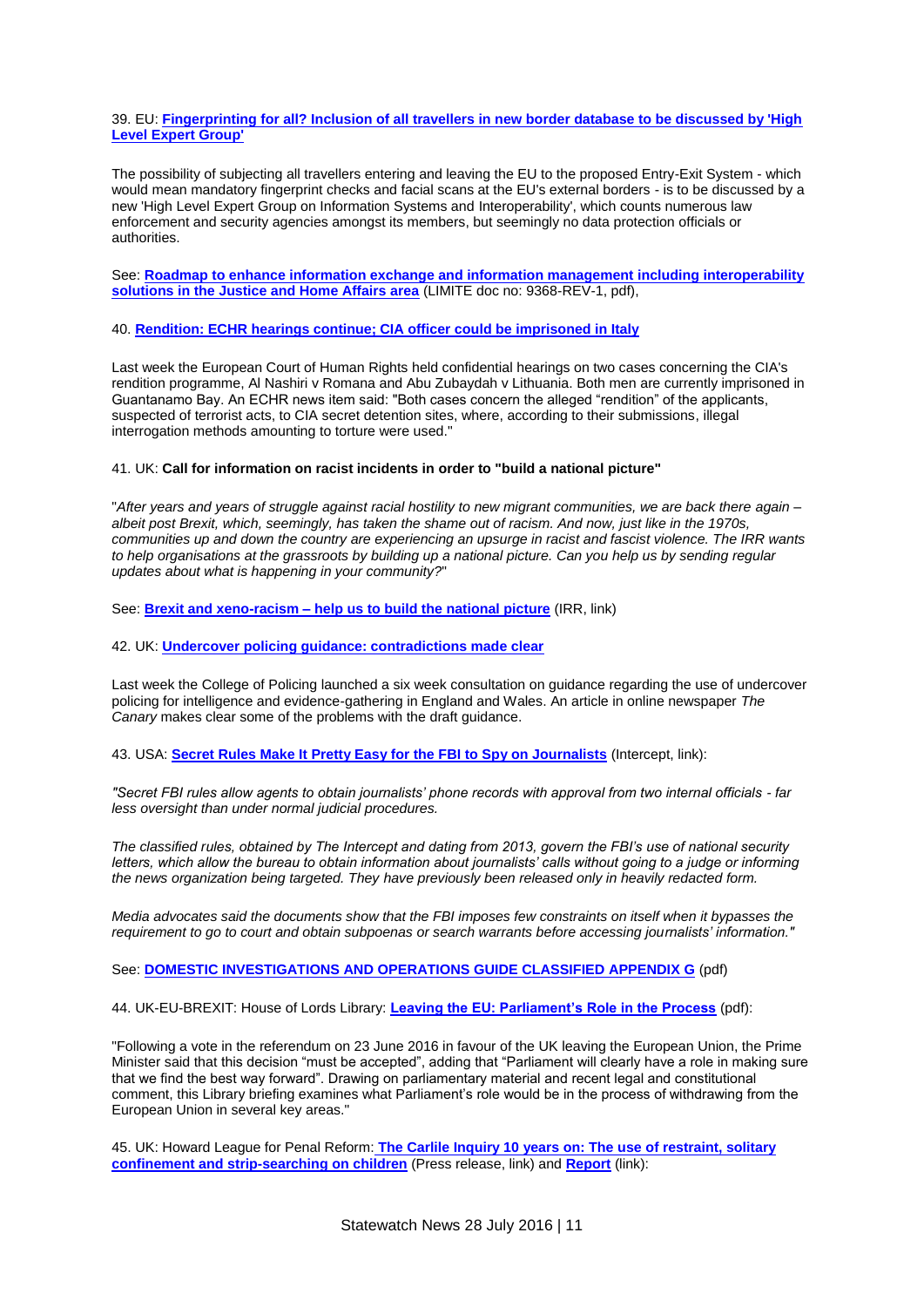39. EU: **Fingerprinting for all? Inclusion of all travellers in new border database to be discussed by 'High Level Expert Group'**

The possibility of subjecting all travellers entering and leaving the EU to the proposed Entry-Exit System - which would mean mandatory fingerprint checks and facial scans at the EU's external borders - is to be discussed by a new 'High Level Expert Group on Information Systems and Interoperability', which counts numerous law enforcement and security agencies amongst its members, but seemingly no data protection officials or authorities.

See: **Roadmap to enhance information exchange and information management including interoperability solutions in the Justice and Home Affairs area** (LIMITE doc no: 9368-REV-1, pdf),

40. **Rendition: ECHR hearings continue; CIA officer could be imprisoned in Italy**

Last week the European Court of Human Rights held confidential hearings on two cases concerning the CIA's rendition programme, Al Nashiri v Romana and Abu Zubaydah v Lithuania. Both men are currently imprisoned in Guantanamo Bay. An ECHR news item said: "Both cases concern the alleged "rendition" of the applicants, suspected of terrorist acts, to CIA secret detention sites, where, according to their submissions, illegal interrogation methods amounting to torture were used."

41. UK: **Call for information on racist incidents in order to "build a national picture"**

"*After years and years of struggle against racial hostility to new migrant communities, we are back there again – albeit post Brexit, which, seemingly, has taken the shame out of racism. And now, just like in the 1970s, communities up and down the country are experiencing an upsurge in racist and fascist violence. The IRR wants to help organisations at the grassroots by building up a national picture. Can you help us by sending regular updates about what is happening in your community?*"

See: **Brexit and xeno-racism – help us to build the national picture** (IRR, link)

42. UK: **Undercover policing guidance: contradictions made clear**

Last week the College of Policing launched a six week consultation on guidance regarding the use of undercover policing for intelligence and evidence-gathering in England and Wales. An article in online newspaper *The Canary* makes clear some of the problems with the draft guidance.

43. USA: **Secret Rules Make It Pretty Easy for the FBI to Spy on Journalists** (Intercept, link):

*"Secret FBI rules allow agents to obtain journalists' phone records with approval from two internal officials - far less oversight than under normal judicial procedures.*

*The classified rules, obtained by The Intercept and dating from 2013, govern the FBI's use of national security letters, which allow the bureau to obtain information about journalists' calls without going to a judge or informing the news organization being targeted. They have previously been released only in heavily redacted form.*

*Media advocates said the documents show that the FBI imposes few constraints on itself when it bypasses the requirement to go to court and obtain subpoenas or search warrants before accessing journalists' information."*

See: **DOMESTIC INVESTIGATIONS AND OPERATIONS GUIDE CLASSIFIED APPENDIX G** (pdf)

44. UK-EU-BREXIT: House of Lords Library: **Leaving the EU: Parliament's Role in the Process** (pdf):

"Following a vote in the referendum on 23 June 2016 in favour of the UK leaving the European Union, the Prime Minister said that this decision "must be accepted", adding that "Parliament will clearly have a role in making sure that we find the best way forward". Drawing on parliamentary material and recent legal and constitutional comment, this Library briefing examines what Parliament's role would be in the process of withdrawing from the European Union in several key areas."

45. UK: Howard League for Penal Reform: **The Carlile Inquiry 10 years on: The use of restraint, solitary confinement and strip-searching on children** (Press release, link) and **Report** (link):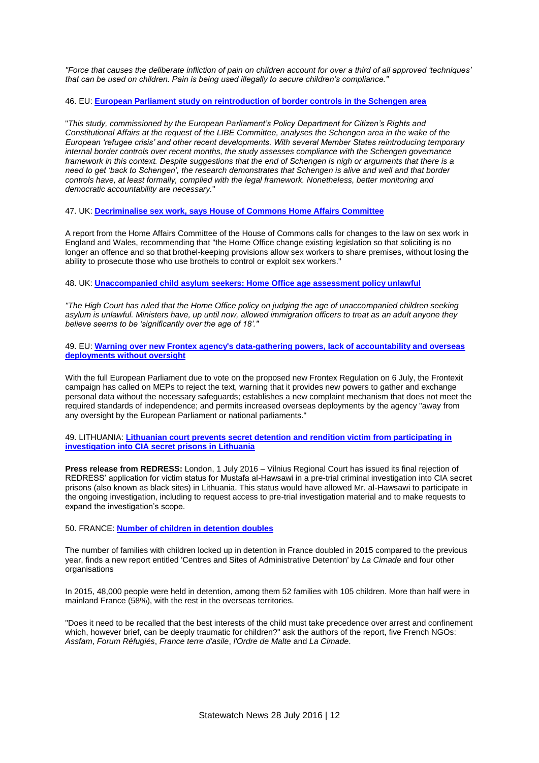*"Force that causes the deliberate infliction of pain on children account for over a third of all approved 'techniques' that can be used on children. Pain is being used illegally to secure children's compliance."*

46. EU: **European Parliament study on reintroduction of border controls in the Schengen area**

"*This study, commissioned by the European Parliament's Policy Department for Citizen's Rights and Constitutional Affairs at the request of the LIBE Committee, analyses the Schengen area in the wake of the European 'refugee crisis' and other recent developments. With several Member States reintroducing temporary internal border controls over recent months, the study assesses compliance with the Schengen governance framework in this context. Despite suggestions that the end of Schengen is nigh or arguments that there is a need to get 'back to Schengen', the research demonstrates that Schengen is alive and well and that border controls have, at least formally, complied with the legal framework. Nonetheless, better monitoring and democratic accountability are necessary.*"

47. UK: **Decriminalise sex work, says House of Commons Home Affairs Committee**

A report from the Home Affairs Committee of the House of Commons calls for changes to the law on sex work in England and Wales, recommending that "the Home Office change existing legislation so that soliciting is no longer an offence and so that brothel-keeping provisions allow sex workers to share premises, without losing the ability to prosecute those who use brothels to control or exploit sex workers."

48. UK: **Unaccompanied child asylum seekers: Home Office age assessment policy unlawful**

*"The High Court has ruled that the Home Office policy on judging the age of unaccompanied children seeking asylum is unlawful. Ministers have, up until now, allowed immigration officers to treat as an adult anyone they believe seems to be 'significantly over the age of 18'."*

49. EU: **Warning over new Frontex agency's data-gathering powers, lack of accountability and overseas deployments without oversight**

With the full European Parliament due to vote on the proposed new Frontex Regulation on 6 July, the Frontexit campaign has called on MEPs to reject the text, warning that it provides new powers to gather and exchange personal data without the necessary safeguards; establishes a new complaint mechanism that does not meet the required standards of independence; and permits increased overseas deployments by the agency "away from any oversight by the European Parliament or national parliaments."

49. LITHUANIA: **Lithuanian court prevents secret detention and rendition victim from participating in investigation into CIA secret prisons in Lithuania**

**Press release from REDRESS:** London, 1 July 2016 – Vilnius Regional Court has issued its final rejection of REDRESS' application for victim status for Mustafa al-Hawsawi in a pre-trial criminal investigation into CIA secret prisons (also known as black sites) in Lithuania. This status would have allowed Mr. al-Hawsawi to participate in the ongoing investigation, including to request access to pre-trial investigation material and to make requests to expand the investigation's scope.

50. FRANCE: **Number of children in detention doubles**

The number of families with children locked up in detention in France doubled in 2015 compared to the previous year, finds a new report entitled 'Centres and Sites of Administrative Detention' by *La Cimade* and four other organisations

In 2015, 48,000 people were held in detention, among them 52 families with 105 children. More than half were in mainland France (58%), with the rest in the overseas territories.

"Does it need to be recalled that the best interests of the child must take precedence over arrest and confinement which, however brief, can be deeply traumatic for children?" ask the authors of the report, five French NGOs: *Assfam*, *Forum Réfugiés*, *France terre d'asile*, *l'Ordre de Malte* and *La Cimade*.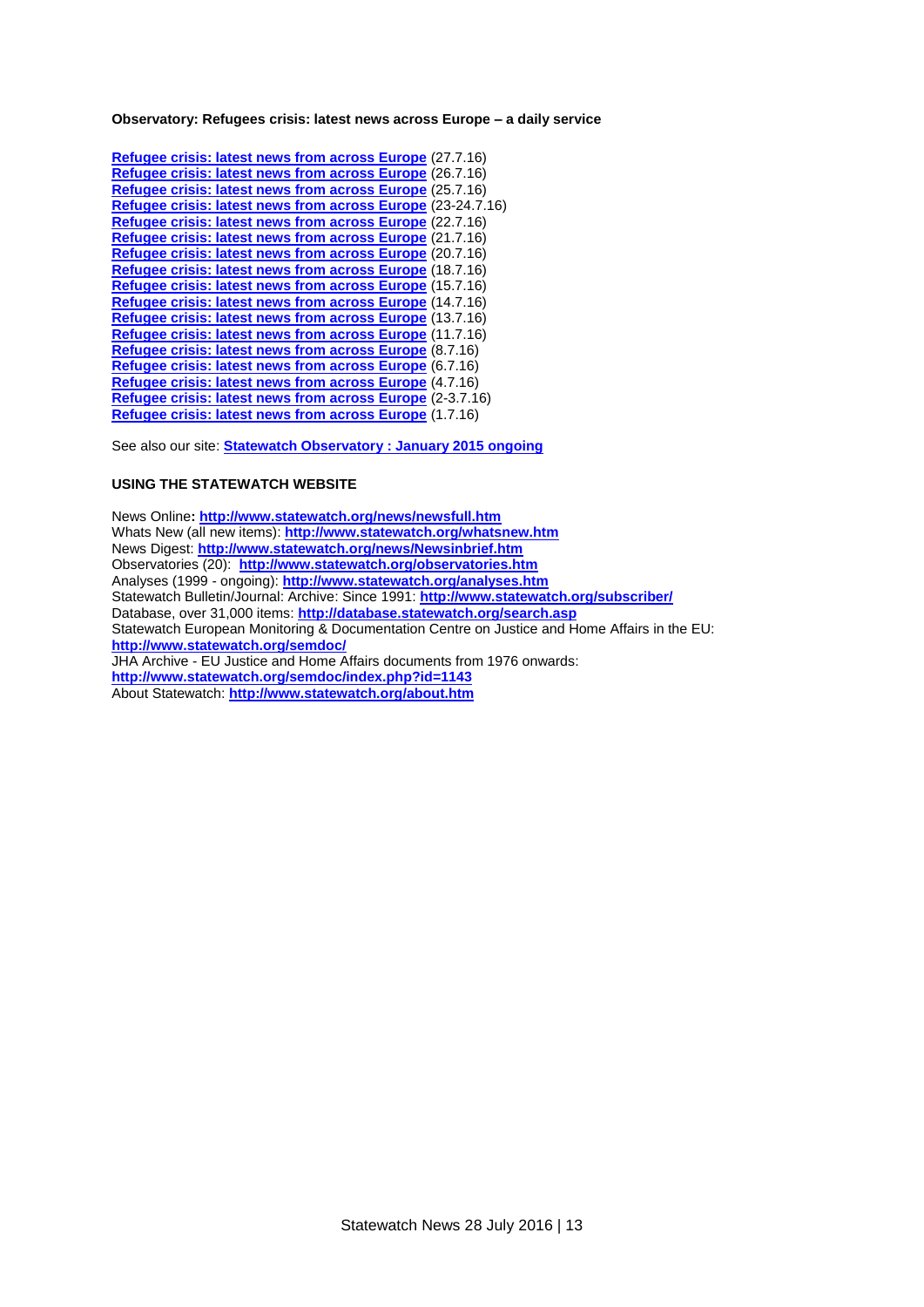**Observatory: Refugees crisis: latest news across Europe – a daily service**

**Refugee crisis: latest news from across Europe** (27.7.16)
**Refugee crisis: latest news from across Europe** (26.7.16)
**Refugee crisis: latest news from across Europe** (25.7.16)
**Refugee crisis: latest news from across Europe** (23-24.7.16)
**Refugee crisis: latest news from across Europe** (22.7.16)
**Refugee crisis: latest news from across Europe** (21.7.16)
**Refugee crisis: latest news from across Europe** (20.7.16)
**Refugee crisis: latest news from across Europe** (18.7.16)
**Refugee crisis: latest news from across Europe** (15.7.16)
**Refugee crisis: latest news from across Europe** (14.7.16)
**Refugee crisis: latest news from across Europe** (13.7.16)
**Refugee crisis: latest news from across Europe** (11.7.16)
**Refugee crisis: latest news from across Europe** (8.7.16)
**Refugee crisis: latest news from across Europe** (6.7.16)
**Refugee crisis: latest news from across Europe** (4.7.16)
**Refugee crisis: latest news from across Europe** (2-3.7.16)
**Refugee crisis: latest news from across Europe** (1.7.16)

See also our site: **Statewatch Observatory : January 2015 ongoing**

**USING THE STATEWATCH WEBSITE**

News Online**: http://www.statewatch.org/news/newsfull.htm**
Whats New (all new items): **http://www.statewatch.org/whatsnew.htm**
News Digest: **http://www.statewatch.org/news/Newsinbrief.htm**
Observatories (20): **http://www.statewatch.org/observatories.htm**
Analyses (1999 - ongoing): **http://www.statewatch.org/analyses.htm**
Statewatch Bulletin/Journal: Archive: Since 1991: **http://www.statewatch.org/subscriber/**
Database, over 31,000 items: **http://database.statewatch.org/search.asp**
Statewatch European Monitoring & Documentation Centre on Justice and Home Affairs in the EU:
**http://www.statewatch.org/semdoc/**
JHA Archive - EU Justice and Home Affairs documents from 1976 onwards:
**http://www.statewatch.org/semdoc/index.php?id=1143**
About Statewatch: **http://www.statewatch.org/about.htm**